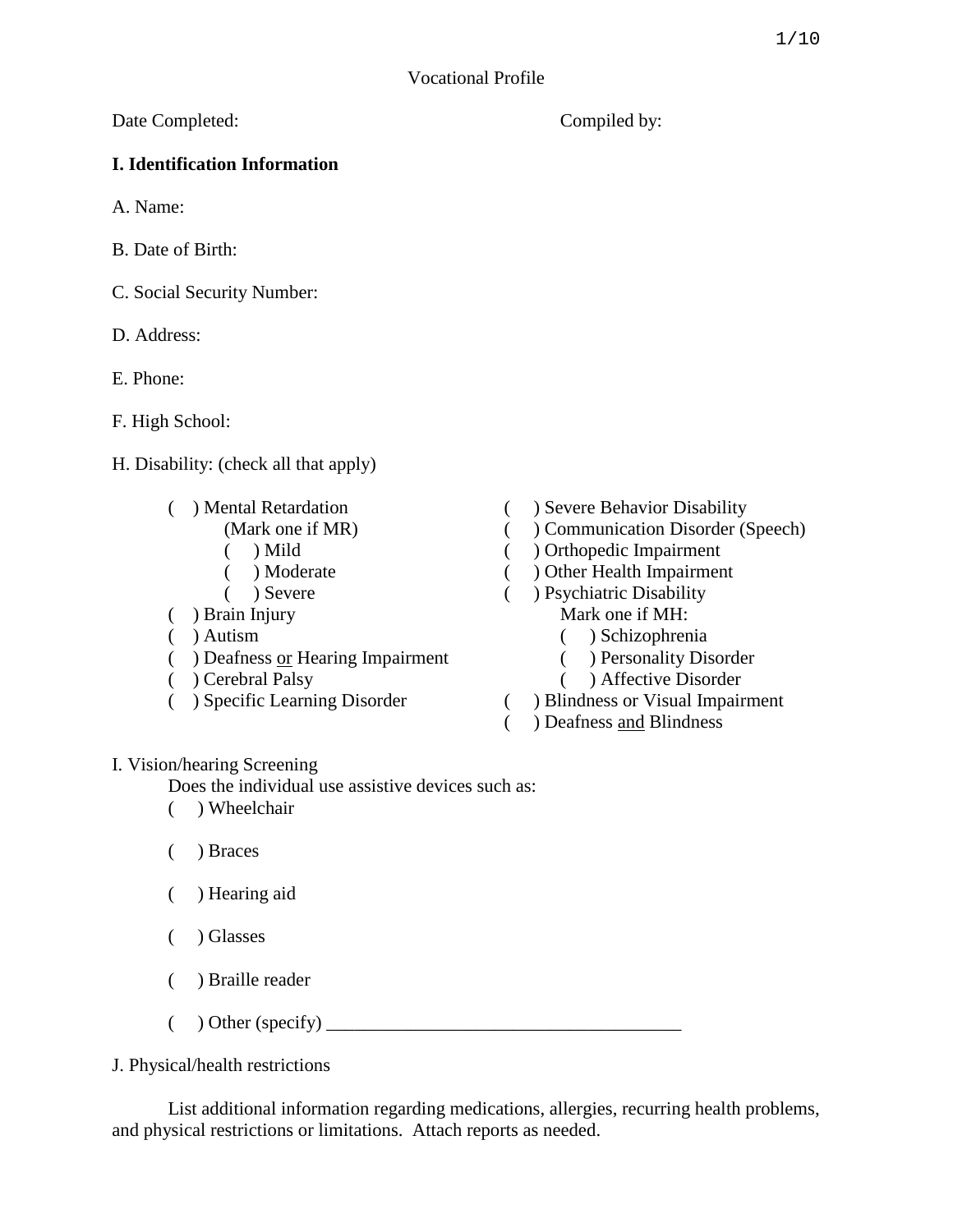# Vocational Profile

Date Completed: Compiled by:

**I. Identification Information**

A. Name:

B. Date of Birth:

C. Social Security Number:

D. Address:

E. Phone:

F. High School:

H. Disability: (check all that apply)

- ( ) Mental Retardation
  - (Mark one if MR)
  - ( ) Mild
  - ( ) Moderate
  - ( ) Severe
- ( ) Brain Injury
- ( ) Autism
- ( ) Deafness <u>or</u> Hearing Impairment
- ( ) Cerebral Palsy
- ( ) Specific Learning Disorder
- ( ) Severe Behavior Disability
- ( ) Communication Disorder (Speech)
- ( ) Orthopedic Impairment
- ( ) Other Health Impairment
- ( ) Psychiatric Disability
  - Mark one if MH:
  - ( ) Schizophrenia
  - ( ) Personality Disorder
  - ( ) Affective Disorder
- ( ) Blindness or Visual Impairment
- ( ) Deafness <u>and</u> Blindness

I. Vision/hearing Screening

Does the individual use assistive devices such as:

( ) Wheelchair

( ) Braces

( ) Hearing aid

( ) Glasses

( ) Braille reader

( ) Other (specify) ______________________________________

J. Physical/health restrictions

List additional information regarding medications, allergies, recurring health problems, and physical restrictions or limitations. Attach reports as needed.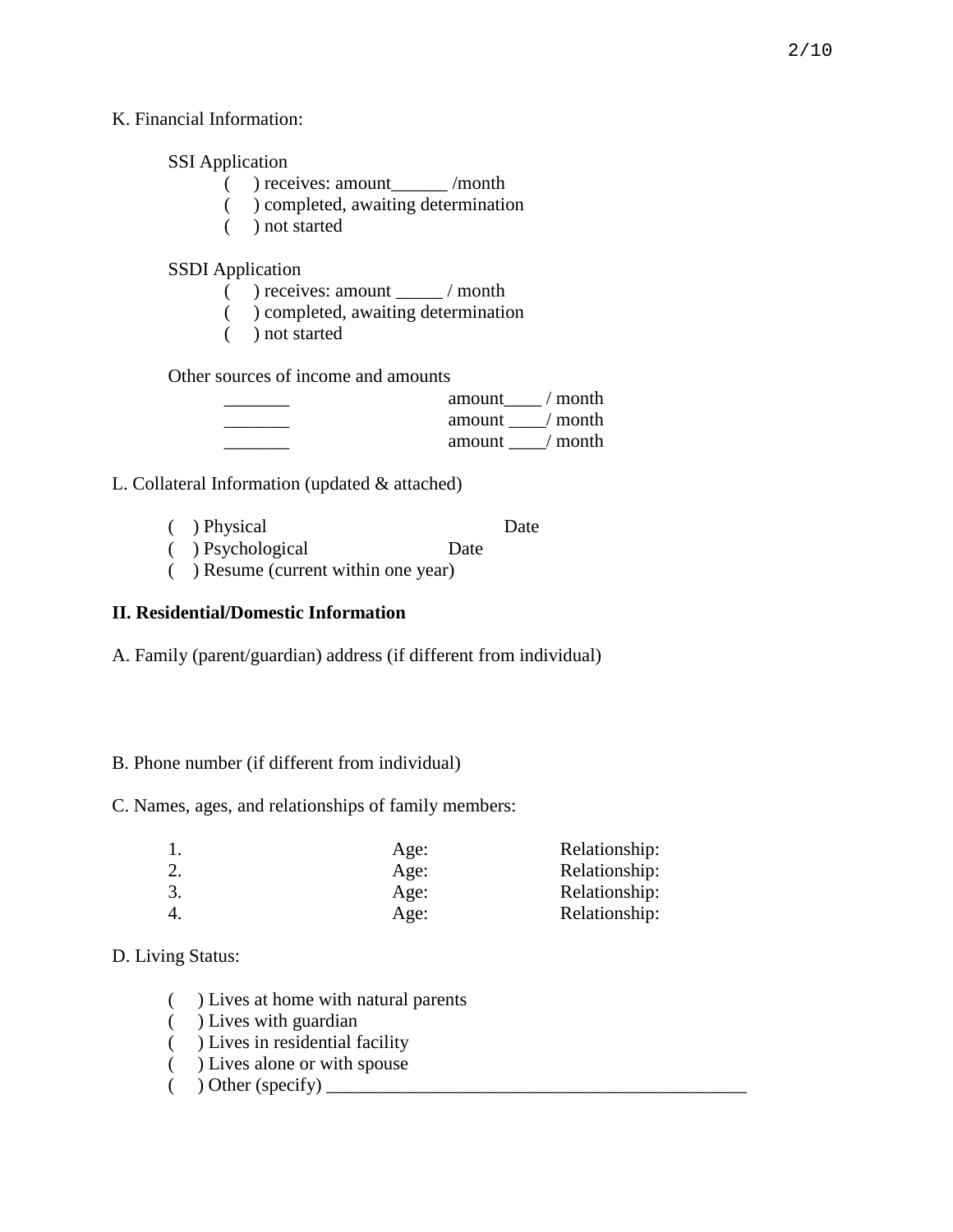K. Financial Information:

SSI Application

- (    ) receives: amount______ /month
- (    ) completed, awaiting determination
- (    ) not started

SSDI Application

- (    ) receives: amount _____ / month
- (    ) completed, awaiting determination
- (    ) not started

Other sources of income and amounts

| | |
|---|---|
| _______ | amount____ / month |
| _______ | amount ____/ month |
| _______ | amount ____/ month |

L. Collateral Information (updated & attached)

- (   ) Physical                Date
- (   ) Psychological          Date
- (   ) Resume (current within one year)

**II. Residential/Domestic Information**

A. Family (parent/guardian) address (if different from individual)

B. Phone number (if different from individual)

C. Names, ages, and relationships of family members:

| | | |
|---|---|---|
| 1. | Age: | Relationship: |
| 2. | Age: | Relationship: |
| 3. | Age: | Relationship: |
| 4. | Age: | Relationship: |

D. Living Status:

- (    ) Lives at home with natural parents
- (    ) Lives with guardian
- (    ) Lives in residential facility
- (    ) Lives alone or with spouse
- (    ) Other (specify) _____________________________________________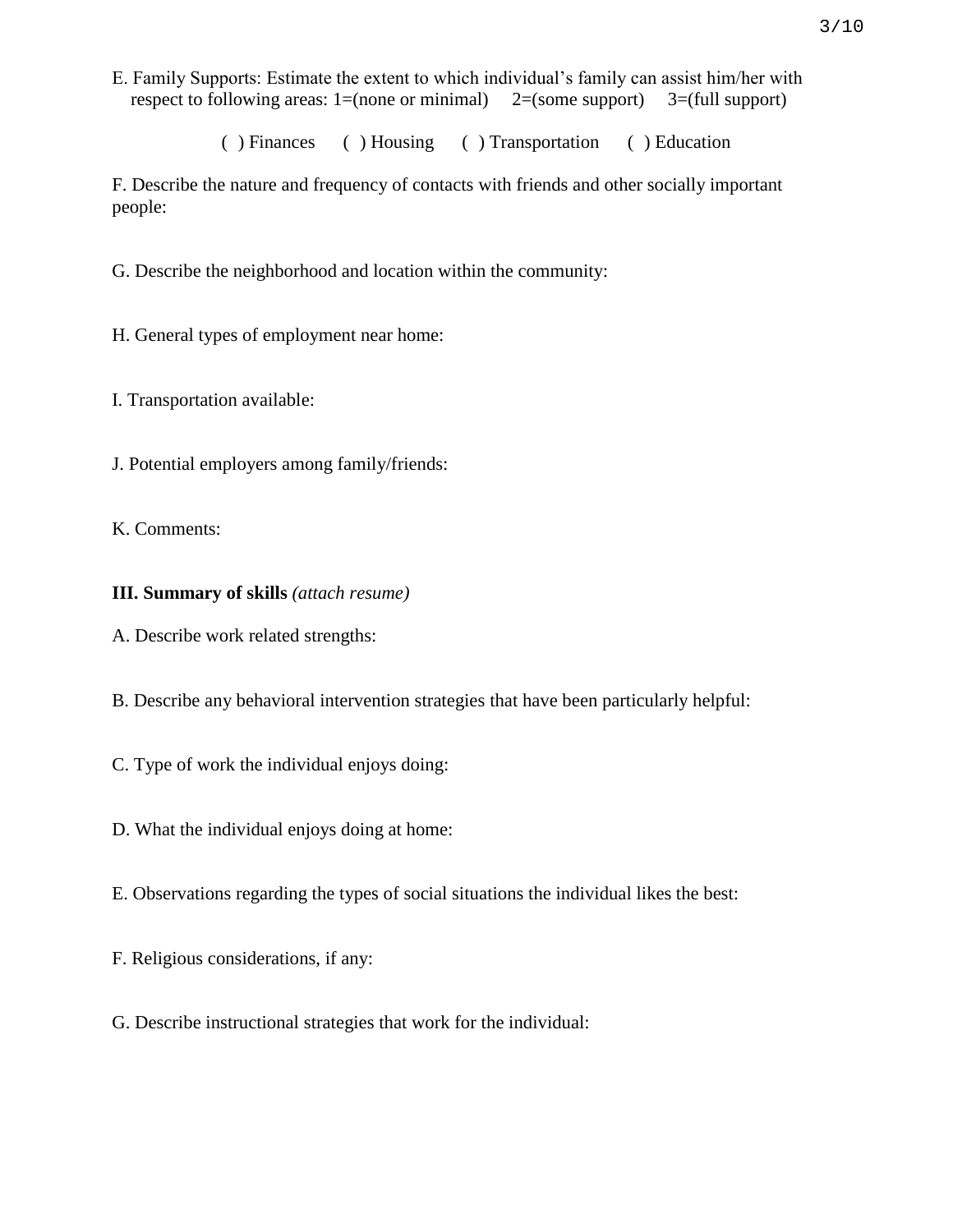E. Family Supports: Estimate the extent to which individual's family can assist him/her with respect to following areas: 1=(none or minimal) 2=(some support) 3=(full support)

( ) Finances ( ) Housing ( ) Transportation ( ) Education

F. Describe the nature and frequency of contacts with friends and other socially important people:

G. Describe the neighborhood and location within the community:

H. General types of employment near home:

I. Transportation available:

J. Potential employers among family/friends:

K. Comments:

**III. Summary of skills** *(attach resume)*

A. Describe work related strengths:

B. Describe any behavioral intervention strategies that have been particularly helpful:

C. Type of work the individual enjoys doing:

D. What the individual enjoys doing at home:

E. Observations regarding the types of social situations the individual likes the best:

F. Religious considerations, if any:

G. Describe instructional strategies that work for the individual: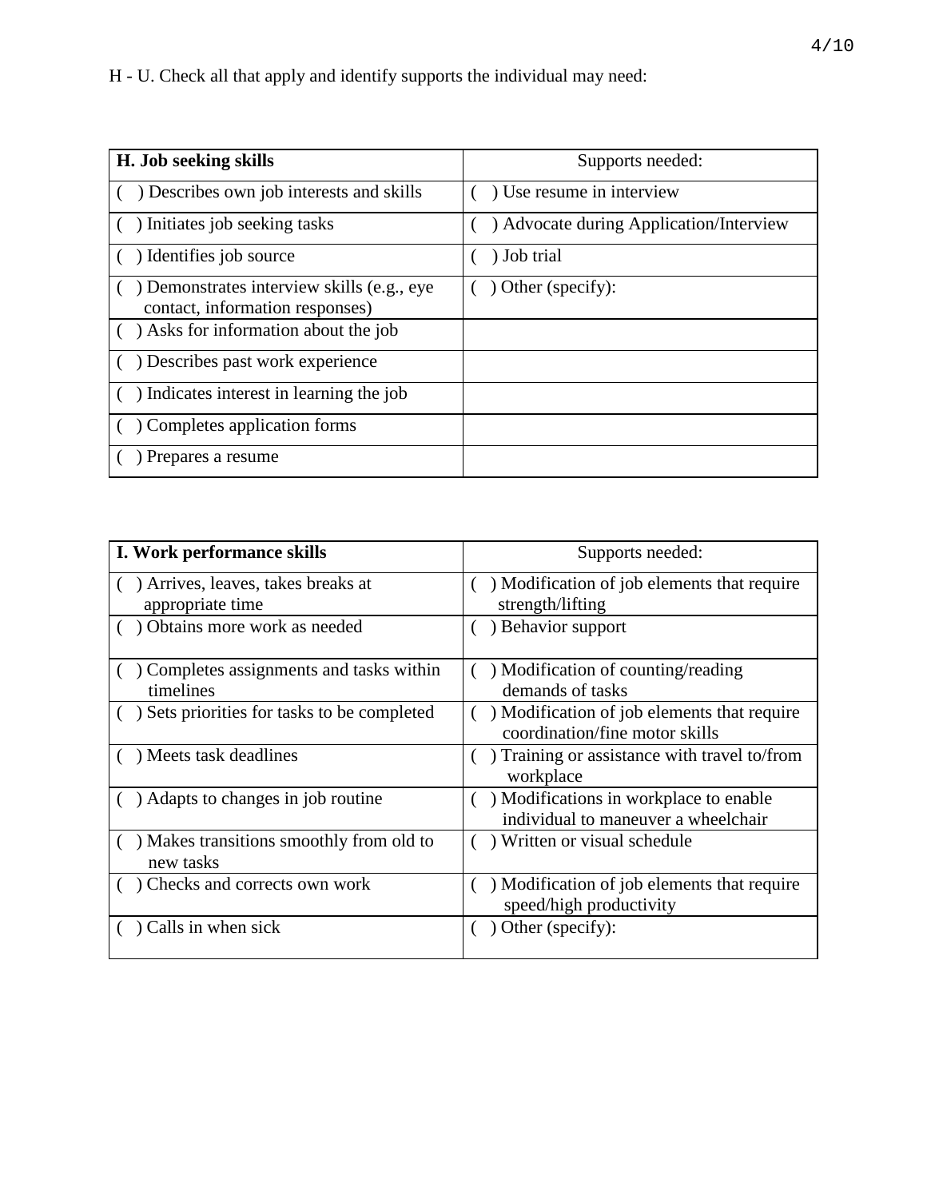H - U. Check all that apply and identify supports the individual may need:

| **H. Job seeking skills** | Supports needed: |
|---|---|
| ( ) Describes own job interests and skills | ( ) Use resume in interview |
| ( ) Initiates job seeking tasks | ( ) Advocate during Application/Interview |
| ( ) Identifies job source | ( ) Job trial |
| ( ) Demonstrates interview skills (e.g., eye contact, information responses) | ( ) Other (specify): |
| ( ) Asks for information about the job | |
| ( ) Describes past work experience | |
| ( ) Indicates interest in learning the job | |
| ( ) Completes application forms | |
| ( ) Prepares a resume | |

| **I. Work performance skills** | Supports needed: |
|---|---|
| ( ) Arrives, leaves, takes breaks at appropriate time | ( ) Modification of job elements that require strength/lifting |
| ( ) Obtains more work as needed | ( ) Behavior support |
| ( ) Completes assignments and tasks within timelines | ( ) Modification of counting/reading demands of tasks |
| ( ) Sets priorities for tasks to be completed | ( ) Modification of job elements that require coordination/fine motor skills |
| ( ) Meets task deadlines | ( ) Training or assistance with travel to/from workplace |
| ( ) Adapts to changes in job routine | ( ) Modifications in workplace to enable individual to maneuver a wheelchair |
| ( ) Makes transitions smoothly from old to new tasks | ( ) Written or visual schedule |
| ( ) Checks and corrects own work | ( ) Modification of job elements that require speed/high productivity |
| ( ) Calls in when sick | ( ) Other (specify): |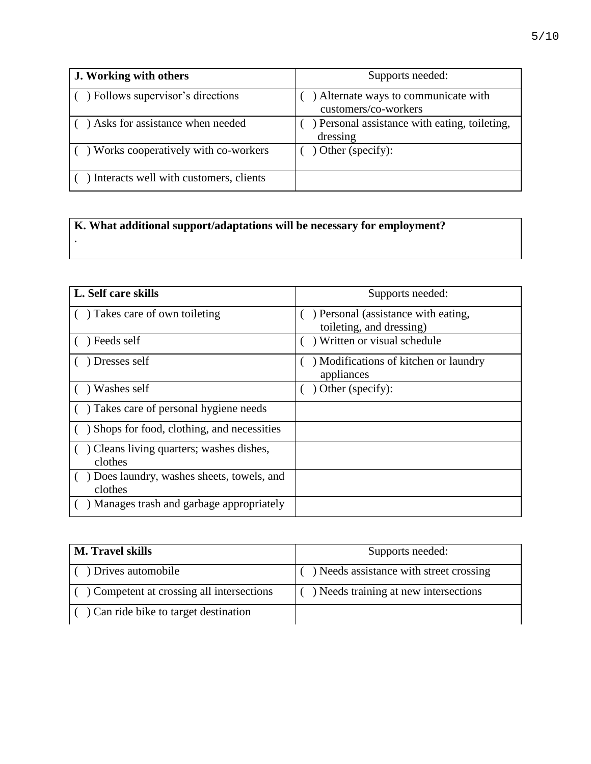| J. Working with others | Supports needed: |
| --- | --- |
| ( ) Follows supervisor's directions | ( ) Alternate ways to communicate with customers/co-workers |
| ( ) Asks for assistance when needed | ( ) Personal assistance with eating, toileting, dressing |
| ( ) Works cooperatively with co-workers | ( ) Other (specify): |
| ( ) Interacts well with customers, clients | |

| K. What additional support/adaptations will be necessary for employment? |
| --- |
| . |

| L. Self care skills | Supports needed: |
| --- | --- |
| ( ) Takes care of own toileting | ( ) Personal (assistance with eating, toileting, and dressing) |
| ( ) Feeds self | ( ) Written or visual schedule |
| ( ) Dresses self | ( ) Modifications of kitchen or laundry appliances |
| ( ) Washes self | ( ) Other (specify): |
| ( ) Takes care of personal hygiene needs | |
| ( ) Shops for food, clothing, and necessities | |
| ( ) Cleans living quarters; washes dishes, clothes | |
| ( ) Does laundry, washes sheets, towels, and clothes | |
| ( ) Manages trash and garbage appropriately | |

| M. Travel skills | Supports needed: |
| --- | --- |
| ( ) Drives automobile | ( ) Needs assistance with street crossing |
| ( ) Competent at crossing all intersections | ( ) Needs training at new intersections |
| ( ) Can ride bike to target destination | |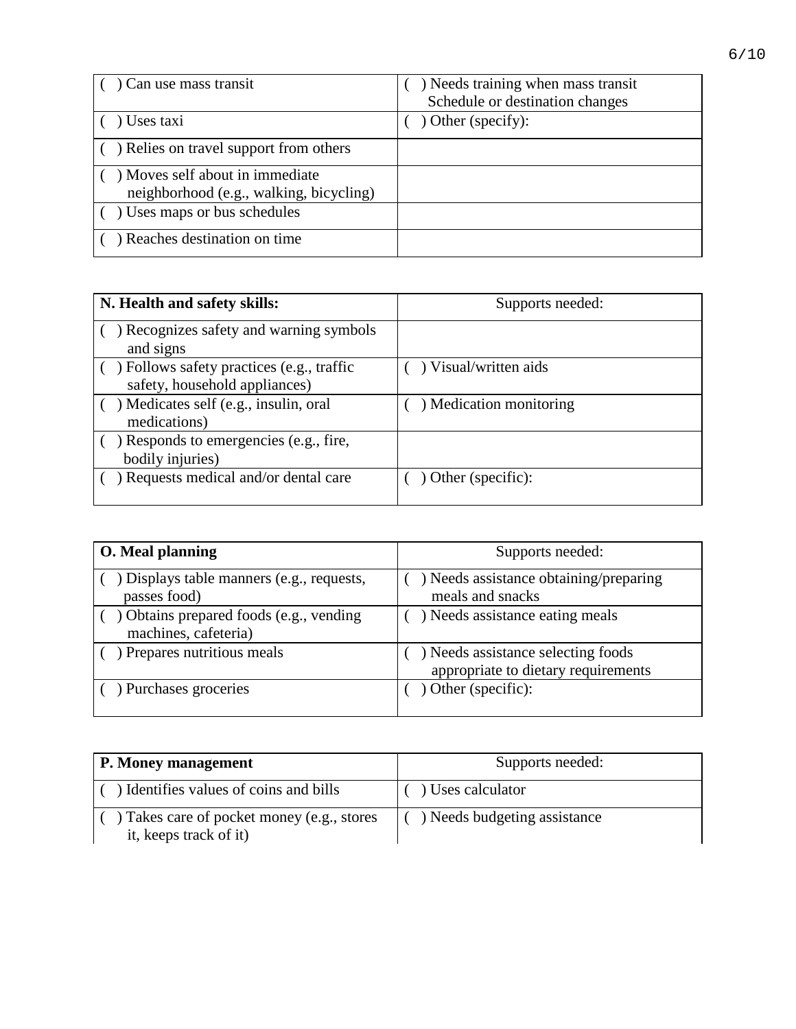| | |
|---|---|
| ( ) Can use mass transit | ( ) Needs training when mass transit Schedule or destination changes |
| ( ) Uses taxi | ( ) Other (specify): |
| ( ) Relies on travel support from others | |
| ( ) Moves self about in immediate neighborhood (e.g., walking, bicycling) | |
| ( ) Uses maps or bus schedules | |
| ( ) Reaches destination on time | |

| **N. Health and safety skills:** | Supports needed: |
|---|---|
| ( ) Recognizes safety and warning symbols and signs | |
| ( ) Follows safety practices (e.g., traffic safety, household appliances) | ( ) Visual/written aids |
| ( ) Medicates self (e.g., insulin, oral medications) | ( ) Medication monitoring |
| ( ) Responds to emergencies (e.g., fire, bodily injuries) | |
| ( ) Requests medical and/or dental care | ( ) Other (specific): |

| **O. Meal planning** | Supports needed: |
|---|---|
| ( ) Displays table manners (e.g., requests, passes food) | ( ) Needs assistance obtaining/preparing meals and snacks |
| ( ) Obtains prepared foods (e.g., vending machines, cafeteria) | ( ) Needs assistance eating meals |
| ( ) Prepares nutritious meals | ( ) Needs assistance selecting foods appropriate to dietary requirements |
| ( ) Purchases groceries | ( ) Other (specific): |

| **P. Money management** | Supports needed: |
|---|---|
| ( ) Identifies values of coins and bills | ( ) Uses calculator |
| ( ) Takes care of pocket money (e.g., stores it, keeps track of it) | ( ) Needs budgeting assistance |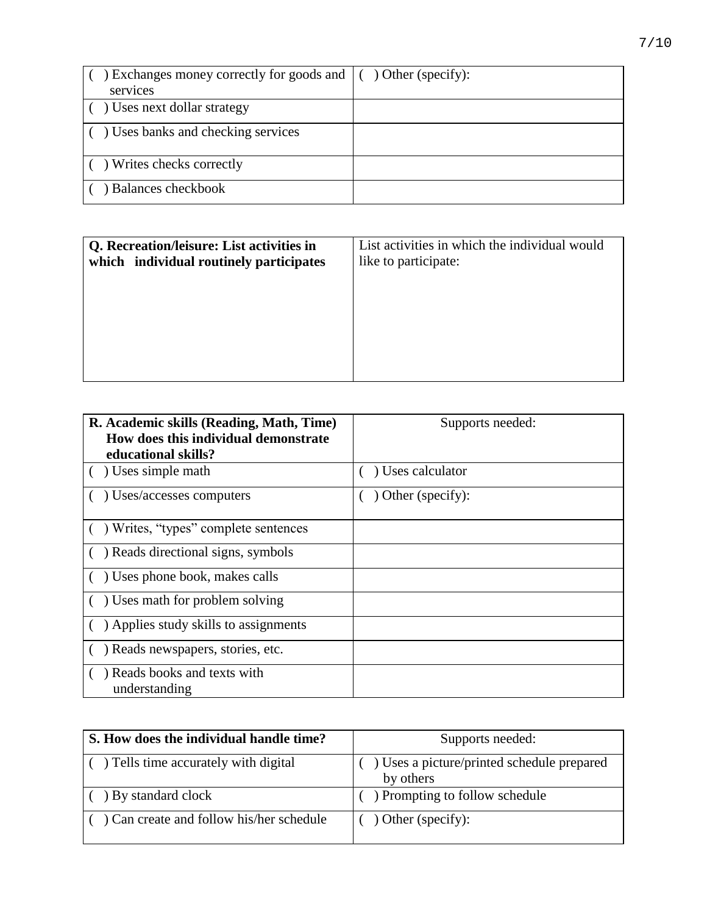| | |
|---|---|
| ( ) Exchanges money correctly for goods and services | ( ) Other (specify): |
| ( ) Uses next dollar strategy | |
| ( ) Uses banks and checking services | |
| ( ) Writes checks correctly | |
| ( ) Balances checkbook | |

| **Q. Recreation/leisure: List activities in which individual routinely participates** | List activities in which the individual would like to participate: |
|---|---|
| | |

| **R. Academic skills (Reading, Math, Time) How does this individual demonstrate educational skills?** | Supports needed: |
|---|---|
| ( ) Uses simple math | ( ) Uses calculator |
| ( ) Uses/accesses computers | ( ) Other (specify): |
| ( ) Writes, "types" complete sentences | |
| ( ) Reads directional signs, symbols | |
| ( ) Uses phone book, makes calls | |
| ( ) Uses math for problem solving | |
| ( ) Applies study skills to assignments | |
| ( ) Reads newspapers, stories, etc. | |
| ( ) Reads books and texts with understanding | |

| **S. How does the individual handle time?** | Supports needed: |
|---|---|
| ( ) Tells time accurately with digital | ( ) Uses a picture/printed schedule prepared by others |
| ( ) By standard clock | ( ) Prompting to follow schedule |
| ( ) Can create and follow his/her schedule | ( ) Other (specify): |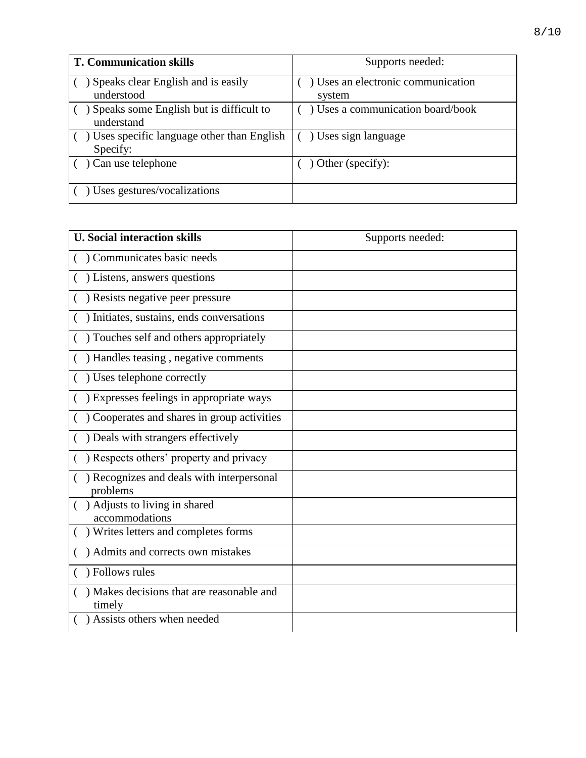| T. Communication skills | Supports needed: |
|---|---|
| ( ) Speaks clear English and is easily understood | ( ) Uses an electronic communication system |
| ( ) Speaks some English but is difficult to understand | ( ) Uses a communication board/book |
| ( ) Uses specific language other than English Specify: | ( ) Uses sign language |
| ( ) Can use telephone | ( ) Other (specify): |
| ( ) Uses gestures/vocalizations | |

| U. Social interaction skills | Supports needed: |
|---|---|
| ( ) Communicates basic needs | |
| ( ) Listens, answers questions | |
| ( ) Resists negative peer pressure | |
| ( ) Initiates, sustains, ends conversations | |
| ( ) Touches self and others appropriately | |
| ( ) Handles teasing , negative comments | |
| ( ) Uses telephone correctly | |
| ( ) Expresses feelings in appropriate ways | |
| ( ) Cooperates and shares in group activities | |
| ( ) Deals with strangers effectively | |
| ( ) Respects others' property and privacy | |
| ( ) Recognizes and deals with interpersonal problems | |
| ( ) Adjusts to living in shared accommodations | |
| ( ) Writes letters and completes forms | |
| ( ) Admits and corrects own mistakes | |
| ( ) Follows rules | |
| ( ) Makes decisions that are reasonable and timely | |
| ( ) Assists others when needed | |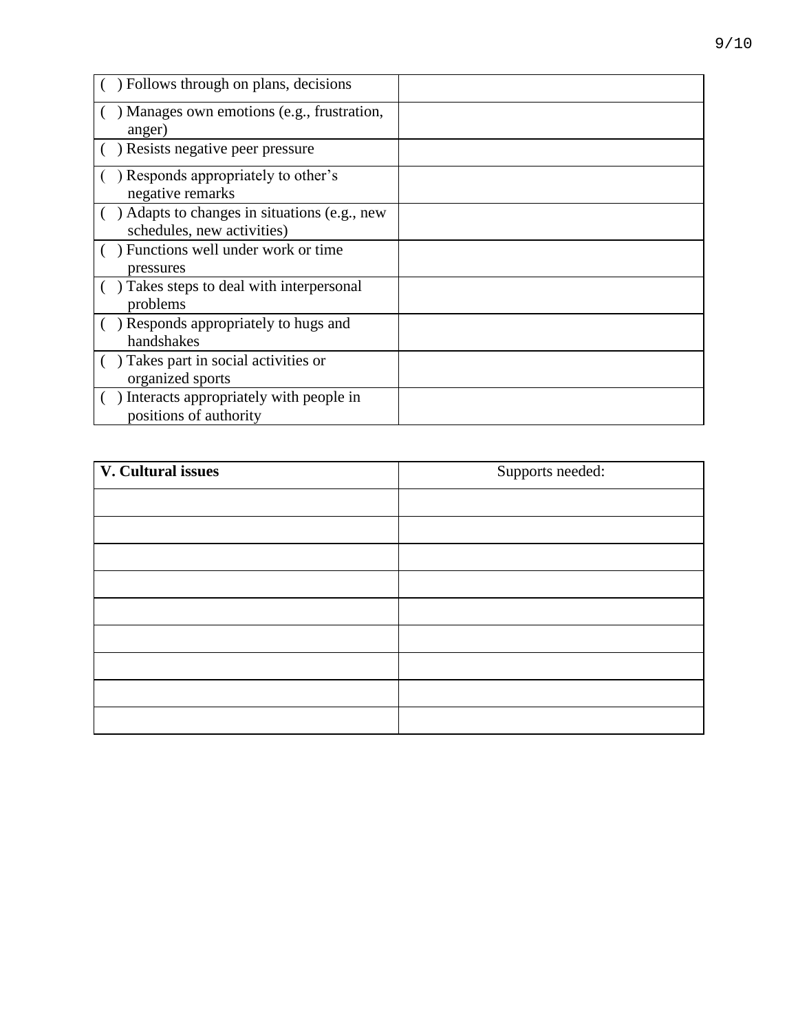| | |
|---|---|
| ( ) Follows through on plans, decisions | |
| ( ) Manages own emotions (e.g., frustration, anger) | |
| ( ) Resists negative peer pressure | |
| ( ) Responds appropriately to other's negative remarks | |
| ( ) Adapts to changes in situations (e.g., new schedules, new activities) | |
| ( ) Functions well under work or time pressures | |
| ( ) Takes steps to deal with interpersonal problems | |
| ( ) Responds appropriately to hugs and handshakes | |
| ( ) Takes part in social activities or organized sports | |
| ( ) Interacts appropriately with people in positions of authority | |

| **V. Cultural issues** | Supports needed: |
|---|---|
| | |
| | |
| | |
| | |
| | |
| | |
| | |
| | |
| | |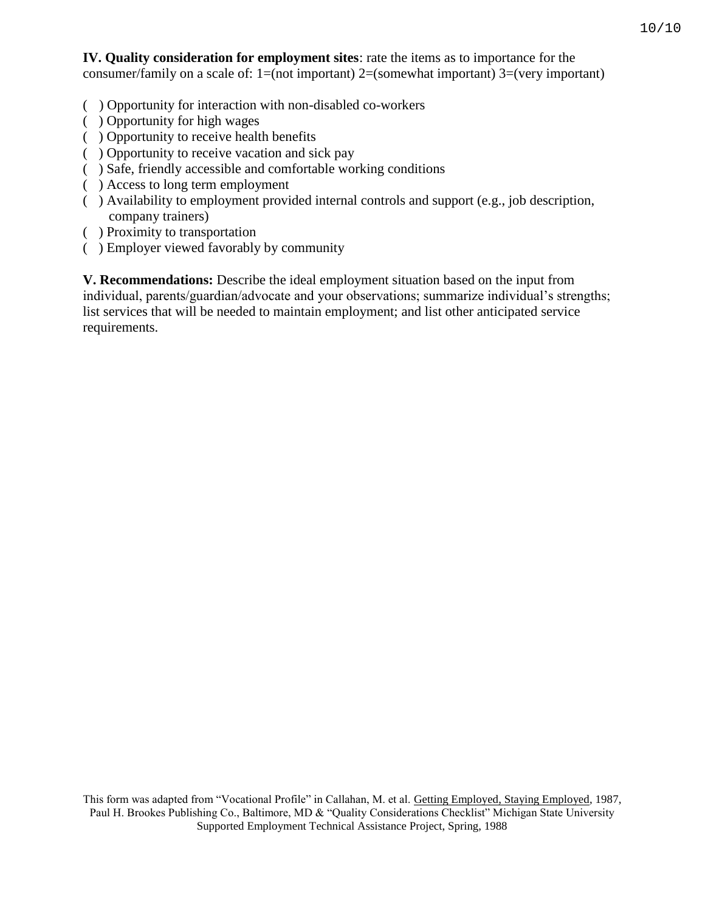**IV. Quality consideration for employment sites**: rate the items as to importance for the consumer/family on a scale of: 1=(not important) 2=(somewhat important) 3=(very important)

( ) Opportunity for interaction with non-disabled co-workers
( ) Opportunity for high wages
( ) Opportunity to receive health benefits
( ) Opportunity to receive vacation and sick pay
( ) Safe, friendly accessible and comfortable working conditions
( ) Access to long term employment
( ) Availability to employment provided internal controls and support (e.g., job description, company trainers)
( ) Proximity to transportation
( ) Employer viewed favorably by community

**V. Recommendations:** Describe the ideal employment situation based on the input from individual, parents/guardian/advocate and your observations; summarize individual's strengths; list services that will be needed to maintain employment; and list other anticipated service requirements.

This form was adapted from "Vocational Profile" in Callahan, M. et al. Getting Employed, Staying Employed, 1987, Paul H. Brookes Publishing Co., Baltimore, MD & "Quality Considerations Checklist" Michigan State University Supported Employment Technical Assistance Project, Spring, 1988